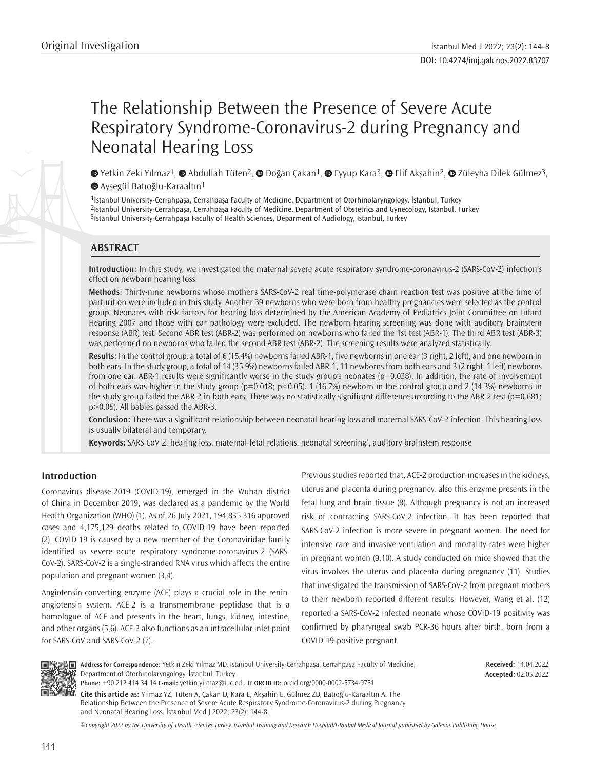Original Investigation

DOI: 10.4274/imj.galenos.2022.83707

# The Relationship Between the Presence of Severe Acute Respiratory Syndrome-Coronavirus-2 during Pregnancy and Neonatal Hearing Loss

Yetkin Zeki Yılmaz[1], Abdullah Tüten[2], Doğan Çakan[1], Eyyup Kara[3], Elif Akşahin[2], Züleyha Dilek Gülmez[3], Ayşegül Batıoğlu-Karaaltın[1]

[1]İstanbul University-Cerrahpaşa, Cerrahpaşa Faculty of Medicine, Department of Otorhinolaryngology, İstanbul, Turkey
[2]İstanbul University-Cerrahpaşa, Cerrahpaşa Faculty of Medicine, Department of Obstetrics and Gynecology, İstanbul, Turkey
[3]İstanbul University-Cerrahpaşa Faculty of Health Sciences, Deparment of Audiology, İstanbul, Turkey

## ABSTRACT

**Introduction:** In this study, we investigated the maternal severe acute respiratory syndrome-coronavirus-2 (SARS-CoV-2) infection's effect on newborn hearing loss.

**Methods:** Thirty-nine newborns whose mother's SARS-CoV-2 real time-polymerase chain reaction test was positive at the time of parturition were included in this study. Another 39 newborns who were born from healthy pregnancies were selected as the control group. Neonates with risk factors for hearing loss determined by the American Academy of Pediatrics Joint Committee on Infant Hearing 2007 and those with ear pathology were excluded. The newborn hearing screening was done with auditory brainstem response (ABR) test. Second ABR test (ABR-2) was performed on newborns who failed the 1st test (ABR-1). The third ABR test (ABR-3) was performed on newborns who failed the second ABR test (ABR-2). The screening results were analyzed statistically.

**Results:** In the control group, a total of 6 (15.4%) newborns failed ABR-1, five newborns in one ear (3 right, 2 left), and one newborn in both ears. In the study group, a total of 14 (35.9%) newborns failed ABR-1, 11 newborns from both ears and 3 (2 right, 1 left) newborns from one ear. ABR-1 results were significantly worse in the study group's neonates ($p=0.038$). In addition, the rate of involvement of both ears was higher in the study group ($p=0.018$; $p<0.05$). 1 (16.7%) newborn in the control group and 2 (14.3%) newborns in the study group failed the ABR-2 in both ears. There was no statistically significant difference according to the ABR-2 test ($p=0.681$; $p>0.05$). All babies passed the ABR-3.

**Conclusion:** There was a significant relationship between neonatal hearing loss and maternal SARS-CoV-2 infection. This hearing loss is usually bilateral and temporary.

**Keywords:** SARS-CoV-2, hearing loss, maternal-fetal relations, neonatal screening*, auditory brainstem response

## Introduction

Coronavirus disease-2019 (COVID-19), emerged in the Wuhan district of China in December 2019, was declared as a pandemic by the World Health Organization (WHO) (1). As of 26 July 2021, 194,835,316 approved cases and 4,175,129 deaths related to COVID-19 have been reported (2). COVID-19 is caused by a new member of the Coronaviridae family identified as severe acute respiratory syndrome-coronavirus-2 (SARS-CoV-2). SARS-CoV-2 is a single-stranded RNA virus which affects the entire population and pregnant women (3,4).

Angiotensin-converting enzyme (ACE) plays a crucial role in the renin-angiotensin system. ACE-2 is a transmembrane peptidase that is a homologue of ACE and presents in the heart, lungs, kidney, intestine, and other organs (5,6). ACE-2 also functions as an intracellular inlet point for SARS-CoV and SARS-CoV-2 (7).

Previous studies reported that, ACE-2 production increases in the kidneys, uterus and placenta during pregnancy, also this enzyme presents in the fetal lung and brain tissue (8). Although pregnancy is not an increased risk of contracting SARS-CoV-2 infection, it has been reported that SARS-CoV-2 infection is more severe in pregnant women. The need for intensive care and invasive ventilation and mortality rates were higher in pregnant women (9,10). A study conducted on mice showed that the virus involves the uterus and placenta during pregnancy (11). Studies that investigated the transmission of SARS-CoV-2 from pregnant mothers to their newborn reported different results. However, Wang et al. (12) reported a SARS-CoV-2 infected neonate whose COVID-19 positivity was confirmed by pharyngeal swab PCR-36 hours after birth, born from a COVID-19-positive pregnant.

**Address for Correspondence:** Yetkin Zeki Yılmaz MD, İstanbul University-Cerrahpaşa, Cerrahpaşa Faculty of Medicine, Department of Otorhinolaryngology, İstanbul, Turkey
**Phone:** +90 212 414 34 14 **E-mail:** yetkin.yilmaz@iuc.edu.tr **ORCID ID:** orcid.org/0000-0002-5734-9751

**Received:** 14.04.2022
**Accepted:** 02.05.2022

**Cite this article as:** Yılmaz YZ, Tüten A, Çakan D, Kara E, Akşahin E, Gülmez ZD, Batıoğlu-Karaaltın A. The Relationship Between the Presence of Severe Acute Respiratory Syndrome-Coronavirus-2 during Pregnancy and Neonatal Hearing Loss. İstanbul Med J 2022; 23(2): 144-8.

*©Copyright 2022 by the University of Health Sciences Turkey, İstanbul Training and Research Hospital/İstanbul Medical Journal published by Galenos Publishing House.*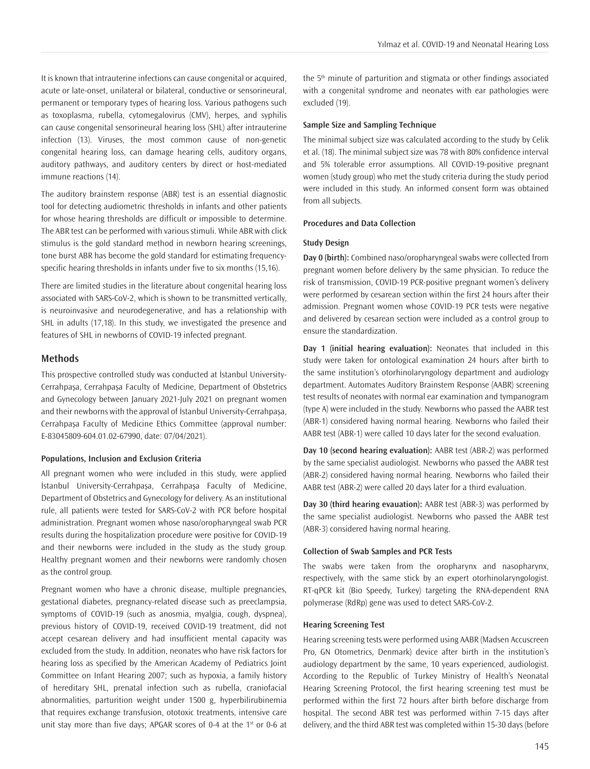It is known that intrauterine infections can cause congenital or acquired, acute or late-onset, unilateral or bilateral, conductive or sensorineural, permanent or temporary types of hearing loss. Various pathogens such as toxoplasma, rubella, cytomegalovirus (CMV), herpes, and syphilis can cause congenital sensorineural hearing loss (SHL) after intrauterine infection (13). Viruses, the most common cause of non-genetic congenital hearing loss, can damage hearing cells, auditory organs, auditory pathways, and auditory centers by direct or host-mediated immune reactions (14).

The auditory brainstem response (ABR) test is an essential diagnostic tool for detecting audiometric thresholds in infants and other patients for whose hearing thresholds are difficult or impossible to determine. The ABR test can be performed with various stimuli. While ABR with click stimulus is the gold standard method in newborn hearing screenings, tone burst ABR has become the gold standard for estimating frequency-specific hearing thresholds in infants under five to six months (15,16).

There are limited studies in the literature about congenital hearing loss associated with SARS-CoV-2, which is shown to be transmitted vertically, is neuroinvasive and neurodegenerative, and has a relationship with SHL in adults (17,18). In this study, we investigated the presence and features of SHL in newborns of COVID-19 infected pregnant.

## Methods

This prospective controlled study was conducted at İstanbul University-Cerrahpaşa, Cerrahpaşa Faculty of Medicine, Department of Obstetrics and Gynecology between January 2021-July 2021 on pregnant women and their newborns with the approval of İstanbul University-Cerrahpaşa, Cerrahpaşa Faculty of Medicine Ethics Committee (approval number: E-83045809-604.01.02-67990, date: 07/04/2021).

#### Populations, Inclusion and Exclusion Criteria

All pregnant women who were included in this study, were applied İstanbul University-Cerrahpaşa, Cerrahpaşa Faculty of Medicine, Department of Obstetrics and Gynecology for delivery. As an institutional rule, all patients were tested for SARS-CoV-2 with PCR before hospital administration. Pregnant women whose naso/oropharyngeal swab PCR results during the hospitalization procedure were positive for COVID-19 and their newborns were included in the study as the study group. Healthy pregnant women and their newborns were randomly chosen as the control group.

Pregnant women who have a chronic disease, multiple pregnancies, gestational diabetes, pregnancy-related disease such as preeclampsia, symptoms of COVID-19 (such as anosmia, myalgia, cough, dyspnea), previous history of COVID-19, received COVID-19 treatment, did not accept cesarean delivery and had insufficient mental capacity was excluded from the study. In addition, neonates who have risk factors for hearing loss as specified by the American Academy of Pediatrics Joint Committee on Infant Hearing 2007; such as hypoxia, a family history of hereditary SHL, prenatal infection such as rubella, craniofacial abnormalities, parturition weight under 1500 g, hyperbilirubinemia that requires exchange transfusion, ototoxic treatments, intensive care unit stay more than five days; APGAR scores of 0-4 at the 1st or 0-6 at the 5th minute of parturition and stigmata or other findings associated with a congenital syndrome and neonates with ear pathologies were excluded (19).

#### Sample Size and Sampling Technique

The minimal subject size was calculated according to the study by Celik et al. (18). The minimal subject size was 78 with 80% confidence interval and 5% tolerable error assumptions. All COVID-19-positive pregnant women (study group) who met the study criteria during the study period were included in this study. An informed consent form was obtained from all subjects.

#### Procedures and Data Collection

#### Study Design

**Day 0 (birth):** Combined naso/oropharyngeal swabs were collected from pregnant women before delivery by the same physician. To reduce the risk of transmission, COVID-19 PCR-positive pregnant women's delivery were performed by cesarean section within the first 24 hours after their admission. Pregnant women whose COVID-19 PCR tests were negative and delivered by cesarean section were included as a control group to ensure the standardization.

**Day 1 (initial hearing evaluation):** Neonates that included in this study were taken for ontological examination 24 hours after birth to the same institution's otorhinolaryngology department and audiology department. Automates Auditory Brainstem Response (AABR) screening test results of neonates with normal ear examination and tympanogram (type A) were included in the study. Newborns who passed the AABR test (ABR-1) considered having normal hearing. Newborns who failed their AABR test (ABR-1) were called 10 days later for the second evaluation.

**Day 10 (second hearing evaluation):** AABR test (ABR-2) was performed by the same specialist audiologist. Newborns who passed the AABR test (ABR-2) considered having normal hearing. Newborns who failed their AABR test (ABR-2) were called 20 days later for a third evaluation.

**Day 30 (third hearing evauation):** AABR test (ABR-3) was performed by the same specialist audiologist. Newborns who passed the AABR test (ABR-3) considered having normal hearing.

#### Collection of Swab Samples and PCR Tests

The swabs were taken from the oropharynx and nasopharynx, respectively, with the same stick by an expert otorhinolaryngologist. RT-qPCR kit (Bio Speedy, Turkey) targeting the RNA-dependent RNA polymerase (RdRp) gene was used to detect SARS-CoV-2.

#### Hearing Screening Test

Hearing screening tests were performed using AABR (Madsen Accuscreen Pro, GN Otometrics, Denmark) device after birth in the institution's audiology department by the same, 10 years experienced, audiologist. According to the Republic of Turkey Ministry of Health's Neonatal Hearing Screening Protocol, the first hearing screening test must be performed within the first 72 hours after birth before discharge from hospital. The second ABR test was performed within 7-15 days after delivery, and the third ABR test was completed within 15-30 days (before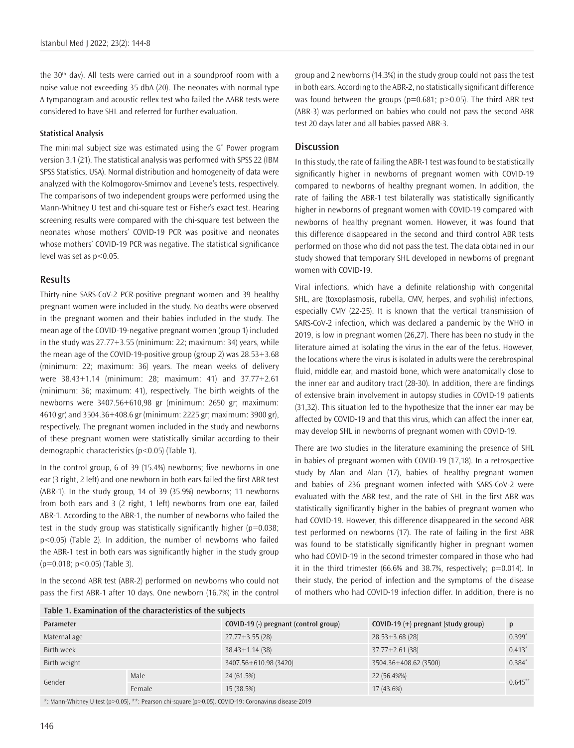the 30th day). All tests were carried out in a soundproof room with a noise value not exceeding 35 dbA (20). The neonates with normal type A tympanogram and acoustic reflex test who failed the AABR tests were considered to have SHL and referred for further evaluation.

#### Statistical Analysis

The minimal subject size was estimated using the G* Power program version 3.1 (21). The statistical analysis was performed with SPSS 22 (IBM SPSS Statistics, USA). Normal distribution and homogeneity of data were analyzed with the Kolmogorov-Smirnov and Levene's tests, respectively. The comparisons of two independent groups were performed using the Mann-Whitney U test and chi-square test or Fisher's exact test. Hearing screening results were compared with the chi-square test between the neonates whose mothers' COVID-19 PCR was positive and neonates whose mothers' COVID-19 PCR was negative. The statistical significance level was set as $p<0.05$.

## Results

Thirty-nine SARS-CoV-2 PCR-positive pregnant women and 39 healthy pregnant women were included in the study. No deaths were observed in the pregnant women and their babies included in the study. The mean age of the COVID-19-negative pregnant women (group 1) included in the study was 27.77+3.55 (minimum: 22; maximum: 34) years, while the mean age of the COVID-19-positive group (group 2) was 28.53+3.68 (minimum: 22; maximum: 36) years. The mean weeks of delivery were 38.43+1.14 (minimum: 28; maximum: 41) and 37.77+2.61 (minimum: 36; maximum: 41), respectively. The birth weights of the newborns were 3407.56+610,98 gr (minimum: 2650 gr; maximum: 4610 gr) and 3504.36+408.6 gr (minimum: 2225 gr; maximum: 3900 gr), respectively. The pregnant women included in the study and newborns of these pregnant women were statistically similar according to their demographic characteristics ($p<0.05$) (Table 1).

In the control group, 6 of 39 (15.4%) newborns; five newborns in one ear (3 right, 2 left) and one newborn in both ears failed the first ABR test (ABR-1). In the study group, 14 of 39 (35.9%) newborns; 11 newborns from both ears and 3 (2 right, 1 left) newborns from one ear, failed ABR-1. According to the ABR-1, the number of newborns who failed the test in the study group was statistically significantly higher ($p=0.038$; $p<0.05$) (Table 2). In addition, the number of newborns who failed the ABR-1 test in both ears was significantly higher in the study group ($p=0.018$; $p<0.05$) (Table 3).

In the second ABR test (ABR-2) performed on newborns who could not pass the first ABR-1 after 10 days. One newborn (16.7%) in the control group and 2 newborns (14.3%) in the study group could not pass the test in both ears. According to the ABR-2, no statistically significant difference was found between the groups ($p=0.681$; $p>0.05$). The third ABR test (ABR-3) was performed on babies who could not pass the second ABR test 20 days later and all babies passed ABR-3.

## Discussion

In this study, the rate of failing the ABR-1 test was found to be statistically significantly higher in newborns of pregnant women with COVID-19 compared to newborns of healthy pregnant women. In addition, the rate of failing the ABR-1 test bilaterally was statistically significantly higher in newborns of pregnant women with COVID-19 compared with newborns of healthy pregnant women. However, it was found that this difference disappeared in the second and third control ABR tests performed on those who did not pass the test. The data obtained in our study showed that temporary SHL developed in newborns of pregnant women with COVID-19.

Viral infections, which have a definite relationship with congenital SHL, are (toxoplasmosis, rubella, CMV, herpes, and syphilis) infections, especially CMV (22-25). It is known that the vertical transmission of SARS-CoV-2 infection, which was declared a pandemic by the WHO in 2019, is low in pregnant women (26,27). There has been no study in the literature aimed at isolating the virus in the ear of the fetus. However, the locations where the virus is isolated in adults were the cerebrospinal fluid, middle ear, and mastoid bone, which were anatomically close to the inner ear and auditory tract (28-30). In addition, there are findings of extensive brain involvement in autopsy studies in COVID-19 patients (31,32). This situation led to the hypothesize that the inner ear may be affected by COVID-19 and that this virus, which can affect the inner ear, may develop SHL in newborns of pregnant women with COVID-19.

There are two studies in the literature examining the presence of SHL in babies of pregnant women with COVID-19 (17,18). In a retrospective study by Alan and Alan (17), babies of healthy pregnant women and babies of 236 pregnant women infected with SARS-CoV-2 were evaluated with the ABR test, and the rate of SHL in the first ABR was statistically significantly higher in the babies of pregnant women who had COVID-19. However, this difference disappeared in the second ABR test performed on newborns (17). The rate of failing in the first ABR was found to be statistically significantly higher in pregnant women who had COVID-19 in the second trimester compared in those who had it in the third trimester (66.6% and 38.7%, respectively; $p=0.014$). In their study, the period of infection and the symptoms of the disease of mothers who had COVID-19 infection differ. In addition, there is no

**Table 1. Examination of the characteristics of the subjects**

| Parameter | | COVID-19 (-) pregnant (control group) | COVID-19 (+) pregnant (study group) | p |
|---|---|---|---|---|
| Maternal age | | 27.77+3.55 (28) | 28.53+3.68 (28) | 0.399* |
| Birth week | | 38.43+1.14 (38) | 37.77+2.61 (38) | 0.413* |
| Birth weight | | 3407.56+610.98 (3420) | 3504.36+408.62 (3500) | 0.384* |
| Gender | Male | 24 (61.5%) | 22 (56.4%%) | 0.645** |
| | Female | 15 (38.5%) | 17 (43.6%) | |

*: Mann-Whitney U test ($p>0.05$), **: Pearson chi-square ($p>0.05$). COVID-19: Coronavirus disease-2019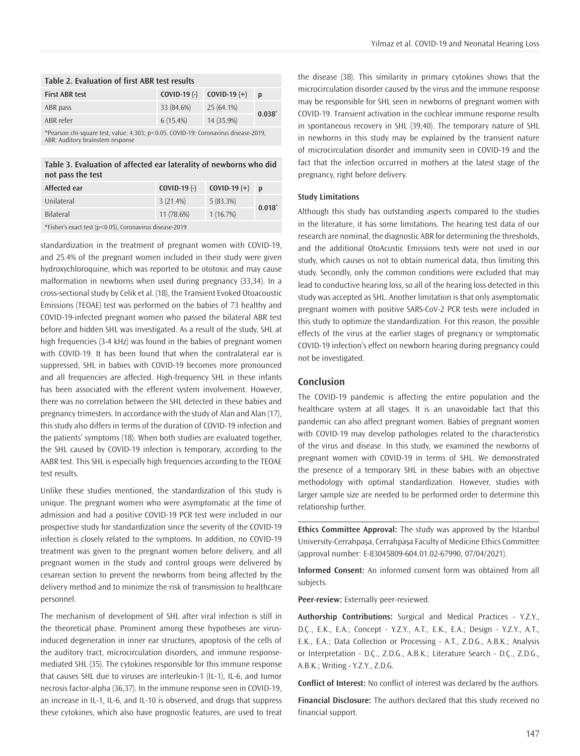**Table 2. Evaluation of first ABR test results**

| First ABR test | COVID-19 (-) | COVID-19 (+) | p |
|---|---|---|---|
| ABR pass | 33 (84.6%) | 25 (64.1%) | 0.038* |
| ABR refer | 6 (15.4%) | 14 (35.9%) | |

*Pearson chi-square test, value: 4.303; $p<0.05$. COVID-19: Coronavirus disease-2019, ABR: Auditory brainstem response

**Table 3. Evaluation of affected ear laterality of newborns who did not pass the test**

| Affected ear | COVID-19 (-) | COVID-19 (+) | p |
|---|---|---|---|
| Unilateral | 3 (21.4%) | 5 (83.3%) | 0.018* |
| Bilateral | 11 (78.6%) | 1 (16.7%) | |

*Fisher's exact test ($p<0.05$), Coronavirus disease-2019

standardization in the treatment of pregnant women with COVID-19, and 25.4% of the pregnant women included in their study were given hydroxychloroquine, which was reported to be ototoxic and may cause malformation in newborns when used during pregnancy (33,34). In a cross-sectional study by Celik et al. (18), the Transient Evoked Otoacoustic Emissions (TEOAE) test was performed on the babies of 73 healthy and COVID-19-infected pregnant women who passed the bilateral ABR test before and hidden SHL was investigated. As a result of the study, SHL at high frequencies (3-4 kHz) was found in the babies of pregnant women with COVID-19. It has been found that when the contralateral ear is suppressed, SHL in babies with COVID-19 becomes more pronounced and all frequencies are affected. High-frequency SHL in these infants has been associated with the efferent system involvement. However, there was no correlation between the SHL detected in these babies and pregnancy trimesters. In accordance with the study of Alan and Alan (17), this study also differs in terms of the duration of COVID-19 infection and the patients' symptoms (18). When both studies are evaluated together, the SHL caused by COVID-19 infection is temporary, according to the AABR test. This SHL is especially high frequencies according to the TEOAE test results.

Unlike these studies mentioned, the standardization of this study is unique. The pregnant women who were asymptomatic at the time of admission and had a positive COVID-19 PCR test were included in our prospective study for standardization since the severity of the COVID-19 infection is closely related to the symptoms. In addition, no COVID-19 treatment was given to the pregnant women before delivery, and all pregnant women in the study and control groups were delivered by cesarean section to prevent the newborns from being affected by the delivery method and to minimize the risk of transmission to healthcare personnel.

The mechanism of development of SHL after viral infection is still in the theoretical phase. Prominent among these hypotheses are virus-induced degeneration in inner ear structures, apoptosis of the cells of the auditory tract, microcirculation disorders, and immune response-mediated SHL (35). The cytokines responsible for this immune response that causes SHL due to viruses are interleukin-1 (IL-1), IL-6, and tumor necrosis factor-alpha (36,37). In the immune response seen in COVID-19, an increase in IL-1, IL-6, and IL-10 is observed, and drugs that suppress these cytokines, which also have prognostic features, are used to treat the disease (38). This similarity in primary cytokines shows that the microcirculation disorder caused by the virus and the immune response may be responsible for SHL seen in newborns of pregnant women with COVID-19. Transient activation in the cochlear immune response results in spontaneous recovery in SHL (39,40). The temporary nature of SHL in newborns in this study may be explained by the transient nature of microcirculation disorder and immunity seen in COVID-19 and the fact that the infection occurred in mothers at the latest stage of the pregnancy, right before delivery.

### Study Limitations

Although this study has outstanding aspects compared to the studies in the literature, it has some limitations. The hearing test data of our research are nominal, the diagnostic ABR for determining the thresholds, and the additional OtoAcustic Emissions tests were not used in our study, which causes us not to obtain numerical data, thus limiting this study. Secondly, only the common conditions were excluded that may lead to conductive hearing loss, so all of the hearing loss detected in this study was accepted as SHL. Another limitation is that only asymptomatic pregnant women with positive SARS-CoV-2 PCR tests were included in this study to optimize the standardization. For this reason, the possible effects of the virus at the earlier stages of pregnancy or symptomatic COVID-19 infection's effect on newborn hearing during pregnancy could not be investigated.

## Conclusion

The COVID-19 pandemic is affecting the entire population and the healthcare system at all stages. It is an unavoidable fact that this pandemic can also affect pregnant women. Babies of pregnant women with COVID-19 may develop pathologies related to the characteristics of the virus and disease. In this study, we examined the newborns of pregnant women with COVID-19 in terms of SHL. We demonstrated the presence of a temporary SHL in these babies with an objective methodology with optimal standardization. However, studies with larger sample size are needed to be performed order to determine this relationship further.

---

**Ethics Committee Approval:** The study was approved by the İstanbul University-Cerrahpaşa, Cerrahpaşa Faculty of Medicine Ethics Committee (approval number: E-83045809-604.01.02-67990, 07/04/2021).

**Informed Consent:** An informed consent form was obtained from all subjects.

**Peer-review:** Externally peer-reviewed.

**Authorship Contributions:** Surgical and Medical Practices - Y.Z.Y., D.Ç., E.K., E.A.; Concept - Y.Z.Y., A.T., E.K., E.A.; Design - Y.Z.Y., A.T., E.K., E.A.; Data Collection or Processing - A.T., Z.D.G., A.B.K.; Analysis or Interpretation - D.Ç., Z.D.G., A.B.K.; Literature Search - D.Ç., Z.D.G., A.B.K.; Writing - Y.Z.Y., Z.D.G.

**Conflict of Interest:** No conflict of interest was declared by the authors.

**Financial Disclosure:** The authors declared that this study received no financial support.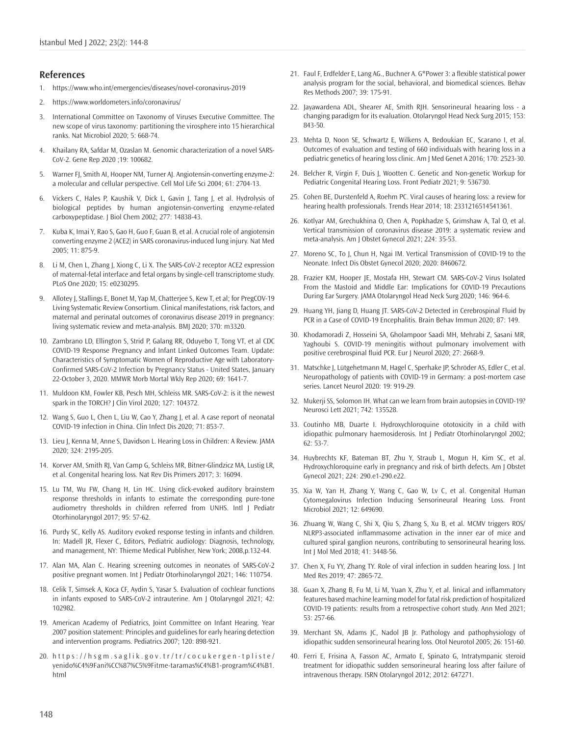## References

1. https://www.who.int/emergencies/diseases/novel-coronavirus-2019
2. https://www.worldometers.info/coronavirus/
3. International Committee on Taxonomy of Viruses Executive Committee. The new scope of virus taxonomy: partitioning the virosphere into 15 hierarchical ranks. Nat Microbiol 2020; 5: 668-74.
4. Khailany RA, Safdar M, Ozaslan M. Genomic characterization of a novel SARS-CoV-2. Gene Rep 2020 ;19: 100682.
5. Warner FJ, Smith AI, Hooper NM, Turner AJ. Angiotensin-converting enzyme-2: a molecular and cellular perspective. Cell Mol Life Sci 2004; 61: 2704-13.
6. Vickers C, Hales P, Kaushik V, Dick L, Gavin J, Tang J, et al. Hydrolysis of biological peptides by human angiotensin-converting enzyme-related carboxypeptidase. J Biol Chem 2002; 277: 14838-43.
7. Kuba K, Imai Y, Rao S, Gao H, Guo F, Guan B, et al. A crucial role of angiotensin converting enzyme 2 (ACE2) in SARS coronavirus-induced lung injury. Nat Med 2005; 11: 875-9.
8. Li M, Chen L, Zhang J, Xiong C, Li X. The SARS-CoV-2 receptor ACE2 expression of maternal-fetal interface and fetal organs by single-cell transcriptome study. PLoS One 2020; 15: e0230295.
9. Allotey J, Stallings E, Bonet M, Yap M, Chatterjee S, Kew T, et al; for PregCOV-19 Living Systematic Review Consortium. Clinical manifestations, risk factors, and maternal and perinatal outcomes of coronavirus disease 2019 in pregnancy: living systematic review and meta-analysis. BMJ 2020; 370: m3320.
10. Zambrano LD, Ellington S, Strid P, Galang RR, Oduyebo T, Tong VT, et al CDC COVID-19 Response Pregnancy and Infant Linked Outcomes Team. Update: Characteristics of Symptomatic Women of Reproductive Age with Laboratory-Confirmed SARS-CoV-2 Infection by Pregnancy Status - United States, January 22-October 3, 2020. MMWR Morb Mortal Wkly Rep 2020; 69: 1641-7.
11. Muldoon KM, Fowler KB, Pesch MH, Schleiss MR. SARS-CoV-2: is it the newest spark in the TORCH? J Clin Virol 2020; 127: 104372.
12. Wang S, Guo L, Chen L, Liu W, Cao Y, Zhang J, et al. A case report of neonatal COVID-19 infection in China. Clin Infect Dis 2020; 71: 853-7.
13. Lieu J, Kenna M, Anne S, Davidson L. Hearing Loss in Children: A Review. JAMA 2020; 324: 2195-205.
14. Korver AM, Smith RJ, Van Camp G, Schleiss MR, Bitner-Glindzicz MA, Lustig LR, et al. Congenital hearing loss. Nat Rev Dis Primers 2017; 3: 16094.
15. Lu TM, Wu FW, Chang H, Lin HC. Using click-evoked auditory brainstem response thresholds in infants to estimate the corresponding pure-tone audiometry thresholds in children referred from UNHS. Intl J Pediatr Otorhinolaryngol 2017; 95: 57-62.
16. Purdy SC, Kelly AS. Auditory evoked response testing in infants and children. In: Madell JR, Flexer C, Editors, Pediatric audiology: Diagnosis, technology, and management, NY: Thieme Medical Publisher, New York; 2008,p.132-44.
17. Alan MA, Alan C. Hearing screening outcomes in neonates of SARS-CoV-2 positive pregnant women. Int J Pediatr Otorhinolaryngol 2021; 146: 110754.
18. Celik T, Simsek A, Koca CF, Aydin S, Yasar S. Evaluation of cochlear functions in infants exposed to SARS-CoV-2 intrauterine. Am J Otolaryngol 2021; 42: 102982.
19. American Academy of Pediatrics, Joint Committee on Infant Hearing. Year 2007 position statement: Principles and guidelines for early hearing detection and intervention programs. Pediatrics 2007; 120: 898-921.
20. https://hsgm.saglik.gov.tr/tr/cocukergen-tpliste/yenido%C4%9Fani%CC%87%C5%9Fitme-taramas%C4%B1-program%C4%B1.html
21. Faul F, Erdfelder E, Lang AG., Buchner A. G*Power 3: a flexible statistical power analysis program for the social, behavioral, and biomedical sciences. Behav Res Methods 2007; 39: 175-91.
22. Jayawardena ADL, Shearer AE, Smith RJH. Sensorineural heaaring loss - a changing paradigm for its evaluation. Otolaryngol Head Neck Surg 2015; 153: 843-50.
23. Mehta D, Noon SE, Schwartz E, Wilkens A, Bedoukian EC, Scarano I, et al. Outcomes of evaluation and testing of 660 individuals with hearing loss in a pediatric genetics of hearing loss clinic. Am J Med Genet A 2016; 170: 2523-30.
24. Belcher R, Virgin F, Duis J, Wootten C. Genetic and Non-genetic Workup for Pediatric Congenital Hearing Loss. Front Pediatr 2021; 9: 536730.
25. Cohen BE, Durstenfeld A, Roehm PC. Viral causes of hearing loss: a review for hearing health professionals. Trends Hear 2014; 18: 2331216514541361.
26. Kotlyar AM, Grechukhina O, Chen A, Popkhadze S, Grimshaw A, Tal O, et al. Vertical transmission of coronavirus disease 2019: a systematic review and meta-analysis. Am J Obstet Gynecol 2021; 224: 35-53.
27. Moreno SC, To J, Chun H, Ngai IM. Vertical Transmission of COVID-19 to the Neonate. Infect Dis Obstet Gynecol 2020; 2020: 8460672.
28. Frazier KM, Hooper JE, Mostafa HH, Stewart CM. SARS-CoV-2 Virus Isolated From the Mastoid and Middle Ear: Implications for COVID-19 Precautions During Ear Surgery. JAMA Otolaryngol Head Neck Surg 2020; 146: 964-6.
29. Huang YH, Jiang D, Huang JT. SARS-CoV-2 Detected in Cerebrospinal Fluid by PCR in a Case of COVID-19 Encephalitis. Brain Behav Immun 2020; 87: 149.
30. Khodamoradi Z, Hosseini SA, Gholampoor Saadi MH, Mehrabi Z, Sasani MR, Yaghoubi S. COVID-19 meningitis without pulmonary involvement with positive cerebrospinal fluid PCR. Eur J Neurol 2020; 27: 2668-9.
31. Matschke J, Lütgehetmann M, Hagel C, Sperhake JP, Schröder AS, Edler C, et al. Neuropathology of patients with COVID-19 in Germany: a post-mortem case series. Lancet Neurol 2020: 19: 919-29.
32. Mukerji SS, Solomon IH. What can we learn from brain autopsies in COVID-19? Neurosci Lett 2021; 742: 135528.
33. Coutinho MB, Duarte I. Hydroxychloroquine ototoxicity in a child with idiopathic pulmonary haemosiderosis. Int J Pediatr Otorhinolaryngol 2002; 62: 53-7.
34. Huybrechts KF, Bateman BT, Zhu Y, Straub L, Mogun H, Kim SC, et al. Hydroxychloroquine early in pregnancy and risk of birth defects. Am J Obstet Gynecol 2021; 224: 290.e1-290.e22.
35. Xia W, Yan H, Zhang Y, Wang C, Gao W, Lv C, et al. Congenital Human Cytomegalovirus Infection Inducing Sensorineural Hearing Loss. Front Microbiol 2021; 12: 649690.
36. Zhuang W, Wang C, Shi X, Qiu S, Zhang S, Xu B, et al. MCMV triggers ROS/NLRP3-associated inflammasome activation in the inner ear of mice and cultured spiral ganglion neurons, contributing to sensorineural hearing loss. Int J Mol Med 2018; 41: 3448-56.
37. Chen X, Fu YY, Zhang TY. Role of viral infection in sudden hearing loss. J Int Med Res 2019; 47: 2865-72.
38. Guan X, Zhang B, Fu M, Li M, Yuan X, Zhu Y, et al. linical and inflammatory features based machine learning model for fatal risk prediction of hospitalized COVID-19 patients: results from a retrospective cohort study. Ann Med 2021; 53: 257-66.
39. Merchant SN, Adams JC, Nadol JB Jr. Pathology and pathophysiology of idiopathic sudden sensorineural hearing loss. Otol Neurotol 2005; 26: 151-60.
40. Ferri E, Frisina A, Fasson AC, Armato E, Spinato G, Intratympanic steroid treatment for idiopathic sudden sensorineural hearing loss after failure of intravenous therapy. ISRN Otolaryngol 2012; 2012: 647271.